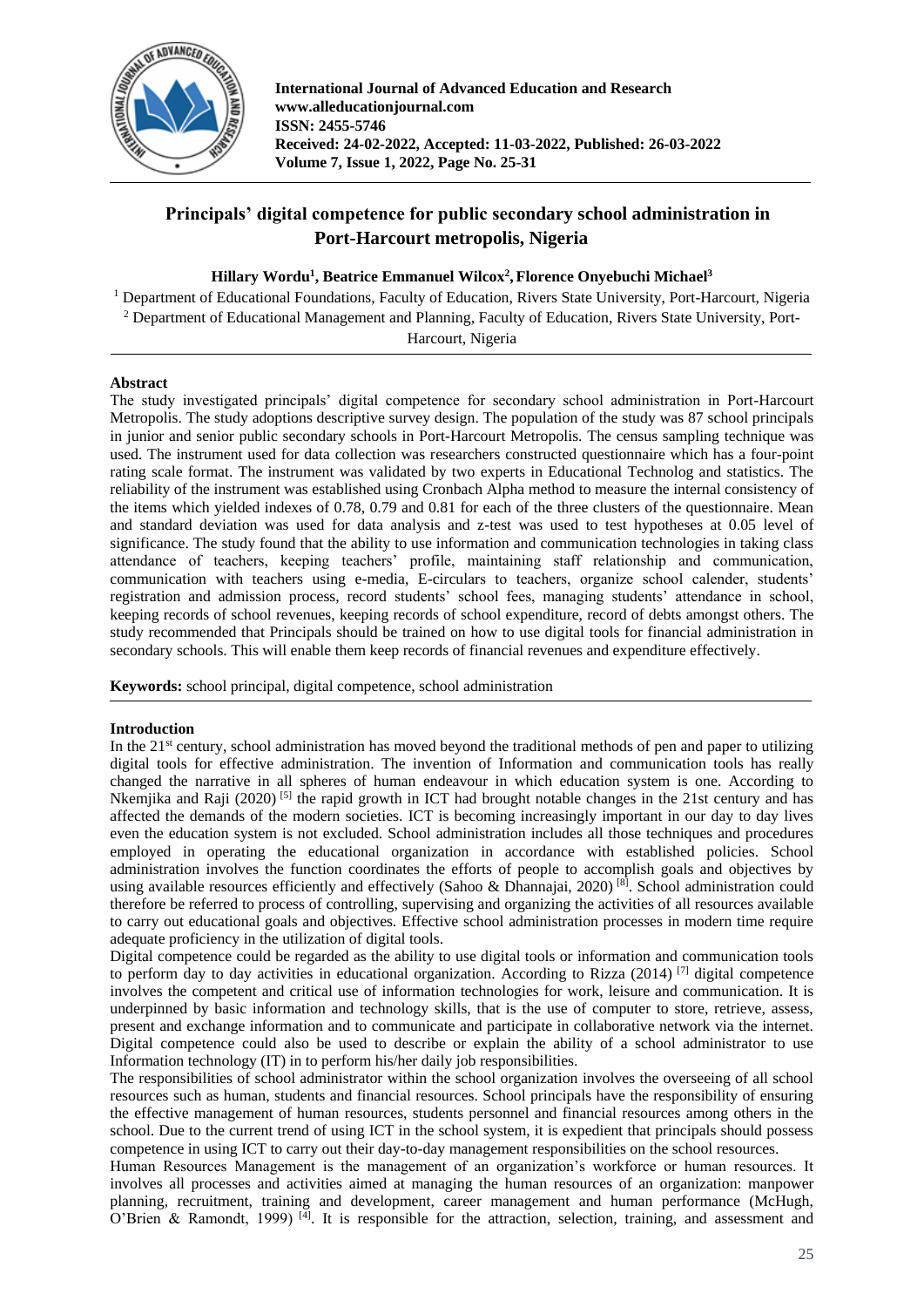# Principals' digital competence for public secondary school administration in Port-Harcourt metropolis, Nigeria

**Hillary Wordu[1], Beatrice Emmanuel Wilcox[2], Florence Onyebuchi Michael[3]**

[1] Department of Educational Foundations, Faculty of Education, Rivers State University, Port-Harcourt, Nigeria
[2] Department of Educational Management and Planning, Faculty of Education, Rivers State University, Port-Harcourt, Nigeria

## Abstract

The study investigated principals' digital competence for secondary school administration in Port-Harcourt Metropolis. The study adoptions descriptive survey design. The population of the study was 87 school principals in junior and senior public secondary schools in Port-Harcourt Metropolis. The census sampling technique was used. The instrument used for data collection was researchers constructed questionnaire which has a four-point rating scale format. The instrument was validated by two experts in Educational Technolog and statistics. The reliability of the instrument was established using Cronbach Alpha method to measure the internal consistency of the items which yielded indexes of 0.78, 0.79 and 0.81 for each of the three clusters of the questionnaire. Mean and standard deviation was used for data analysis and z-test was used to test hypotheses at 0.05 level of significance. The study found that the ability to use information and communication technologies in taking class attendance of teachers, keeping teachers' profile, maintaining staff relationship and communication, communication with teachers using e-media, E-circulars to teachers, organize school calender, students' registration and admission process, record students' school fees, managing students' attendance in school, keeping records of school revenues, keeping records of school expenditure, record of debts amongst others. The study recommended that Principals should be trained on how to use digital tools for financial administration in secondary schools. This will enable them keep records of financial revenues and expenditure effectively.

**Keywords:** school principal, digital competence, school administration

## Introduction

In the 21st century, school administration has moved beyond the traditional methods of pen and paper to utilizing digital tools for effective administration. The invention of Information and communication tools has really changed the narrative in all spheres of human endeavour in which education system is one. According to Nkemjika and Raji (2020) [5] the rapid growth in ICT had brought notable changes in the 21st century and has affected the demands of the modern societies. ICT is becoming increasingly important in our day to day lives even the education system is not excluded. School administration includes all those techniques and procedures employed in operating the educational organization in accordance with established policies. School administration involves the function coordinates the efforts of people to accomplish goals and objectives by using available resources efficiently and effectively (Sahoo & Dhannajai, 2020) [8]. School administration could therefore be referred to process of controlling, supervising and organizing the activities of all resources available to carry out educational goals and objectives. Effective school administration processes in modern time require adequate proficiency in the utilization of digital tools.

Digital competence could be regarded as the ability to use digital tools or information and communication tools to perform day to day activities in educational organization. According to Rizza (2014) [7] digital competence involves the competent and critical use of information technologies for work, leisure and communication. It is underpinned by basic information and technology skills, that is the use of computer to store, retrieve, assess, present and exchange information and to communicate and participate in collaborative network via the internet. Digital competence could also be used to describe or explain the ability of a school administrator to use Information technology (IT) in to perform his/her daily job responsibilities.

The responsibilities of school administrator within the school organization involves the overseeing of all school resources such as human, students and financial resources. School principals have the responsibility of ensuring the effective management of human resources, students personnel and financial resources among others in the school. Due to the current trend of using ICT in the school system, it is expedient that principals should possess competence in using ICT to carry out their day-to-day management responsibilities on the school resources.

Human Resources Management is the management of an organization's workforce or human resources. It involves all processes and activities aimed at managing the human resources of an organization: manpower planning, recruitment, training and development, career management and human performance (McHugh, O'Brien & Ramondt, 1999) [4]. It is responsible for the attraction, selection, training, and assessment and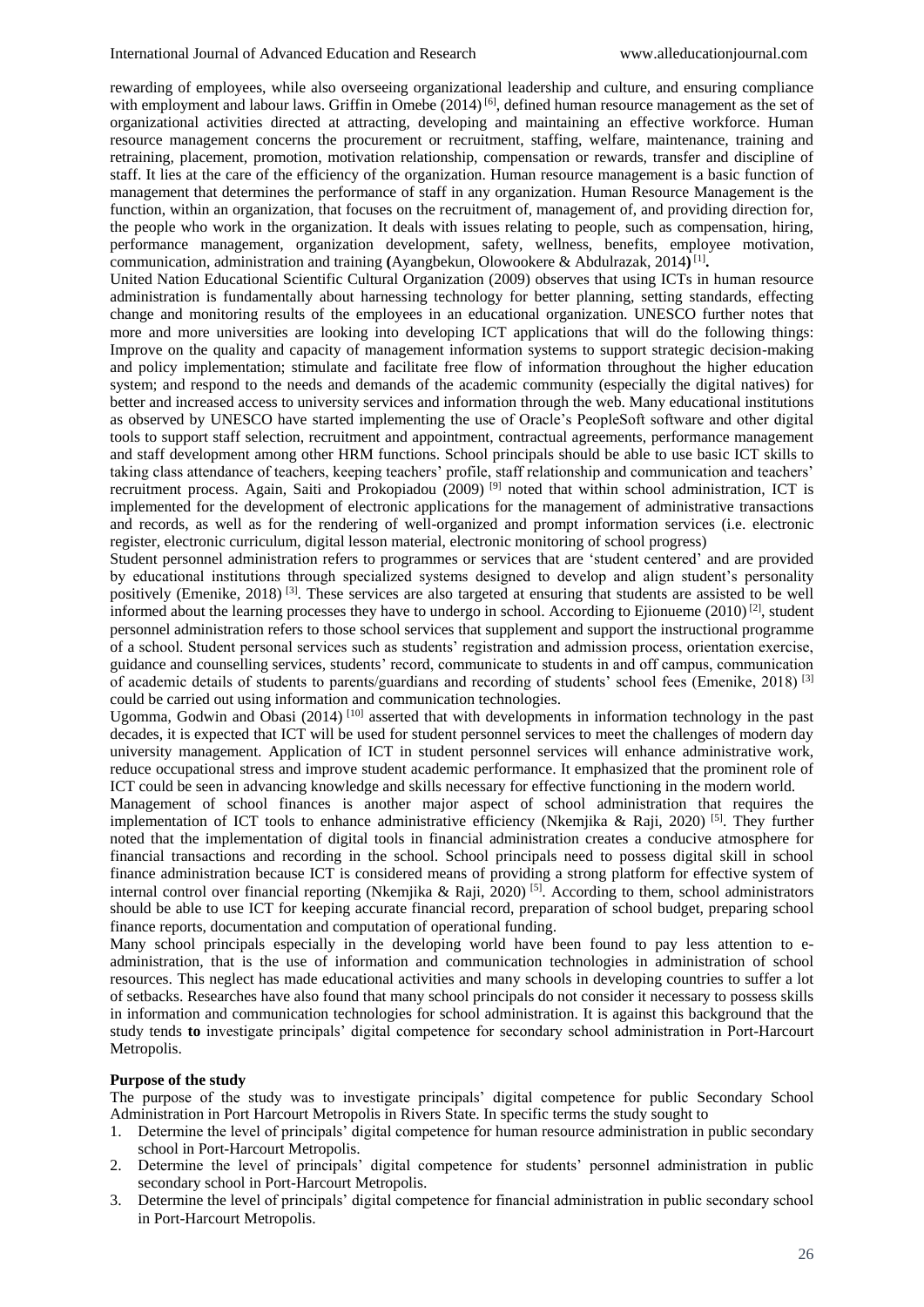rewarding of employees, while also overseeing organizational leadership and culture, and ensuring compliance with employment and labour laws. Griffin in Omebe (2014) [6], defined human resource management as the set of organizational activities directed at attracting, developing and maintaining an effective workforce. Human resource management concerns the procurement or recruitment, staffing, welfare, maintenance, training and retraining, placement, promotion, motivation relationship, compensation or rewards, transfer and discipline of staff. It lies at the care of the efficiency of the organization. Human resource management is a basic function of management that determines the performance of staff in any organization. Human Resource Management is the function, within an organization, that focuses on the recruitment of, management of, and providing direction for, the people who work in the organization. It deals with issues relating to people, such as compensation, hiring, performance management, organization development, safety, wellness, benefits, employee motivation, communication, administration and training **(**Ayangbekun, Olowookere & Abdulrazak, 2014**)** [1]**.**

United Nation Educational Scientific Cultural Organization (2009) observes that using ICTs in human resource administration is fundamentally about harnessing technology for better planning, setting standards, effecting change and monitoring results of the employees in an educational organization. UNESCO further notes that more and more universities are looking into developing ICT applications that will do the following things: Improve on the quality and capacity of management information systems to support strategic decision-making and policy implementation; stimulate and facilitate free flow of information throughout the higher education system; and respond to the needs and demands of the academic community (especially the digital natives) for better and increased access to university services and information through the web. Many educational institutions as observed by UNESCO have started implementing the use of Oracle's PeopleSoft software and other digital tools to support staff selection, recruitment and appointment, contractual agreements, performance management and staff development among other HRM functions. School principals should be able to use basic ICT skills to taking class attendance of teachers, keeping teachers' profile, staff relationship and communication and teachers' recruitment process. Again, Saiti and Prokopiadou (2009) [9] noted that within school administration, ICT is implemented for the development of electronic applications for the management of administrative transactions and records, as well as for the rendering of well-organized and prompt information services (i.e. electronic register, electronic curriculum, digital lesson material, electronic monitoring of school progress)

Student personnel administration refers to programmes or services that are 'student centered' and are provided by educational institutions through specialized systems designed to develop and align student's personality positively (Emenike, 2018) [3]. These services are also targeted at ensuring that students are assisted to be well informed about the learning processes they have to undergo in school. According to Ejionueme (2010) [2], student personnel administration refers to those school services that supplement and support the instructional programme of a school. Student personal services such as students' registration and admission process, orientation exercise, guidance and counselling services, students' record, communicate to students in and off campus, communication of academic details of students to parents/guardians and recording of students' school fees (Emenike, 2018) [3] could be carried out using information and communication technologies.

Ugomma, Godwin and Obasi (2014) [10] asserted that with developments in information technology in the past decades, it is expected that ICT will be used for student personnel services to meet the challenges of modern day university management. Application of ICT in student personnel services will enhance administrative work, reduce occupational stress and improve student academic performance. It emphasized that the prominent role of ICT could be seen in advancing knowledge and skills necessary for effective functioning in the modern world.

Management of school finances is another major aspect of school administration that requires the implementation of ICT tools to enhance administrative efficiency (Nkemjika & Raji, 2020) [5]. They further noted that the implementation of digital tools in financial administration creates a conducive atmosphere for financial transactions and recording in the school. School principals need to possess digital skill in school finance administration because ICT is considered means of providing a strong platform for effective system of internal control over financial reporting (Nkemjika & Raji, 2020) [5]. According to them, school administrators should be able to use ICT for keeping accurate financial record, preparation of school budget, preparing school finance reports, documentation and computation of operational funding.

Many school principals especially in the developing world have been found to pay less attention to e-administration, that is the use of information and communication technologies in administration of school resources. This neglect has made educational activities and many schools in developing countries to suffer a lot of setbacks. Researches have also found that many school principals do not consider it necessary to possess skills in information and communication technologies for school administration. It is against this background that the study tends **to** investigate principals' digital competence for secondary school administration in Port-Harcourt Metropolis.

**Purpose of the study**

The purpose of the study was to investigate principals' digital competence for public Secondary School Administration in Port Harcourt Metropolis in Rivers State. In specific terms the study sought to

1. Determine the level of principals' digital competence for human resource administration in public secondary school in Port-Harcourt Metropolis.
2. Determine the level of principals' digital competence for students' personnel administration in public secondary school in Port-Harcourt Metropolis.
3. Determine the level of principals' digital competence for financial administration in public secondary school in Port-Harcourt Metropolis.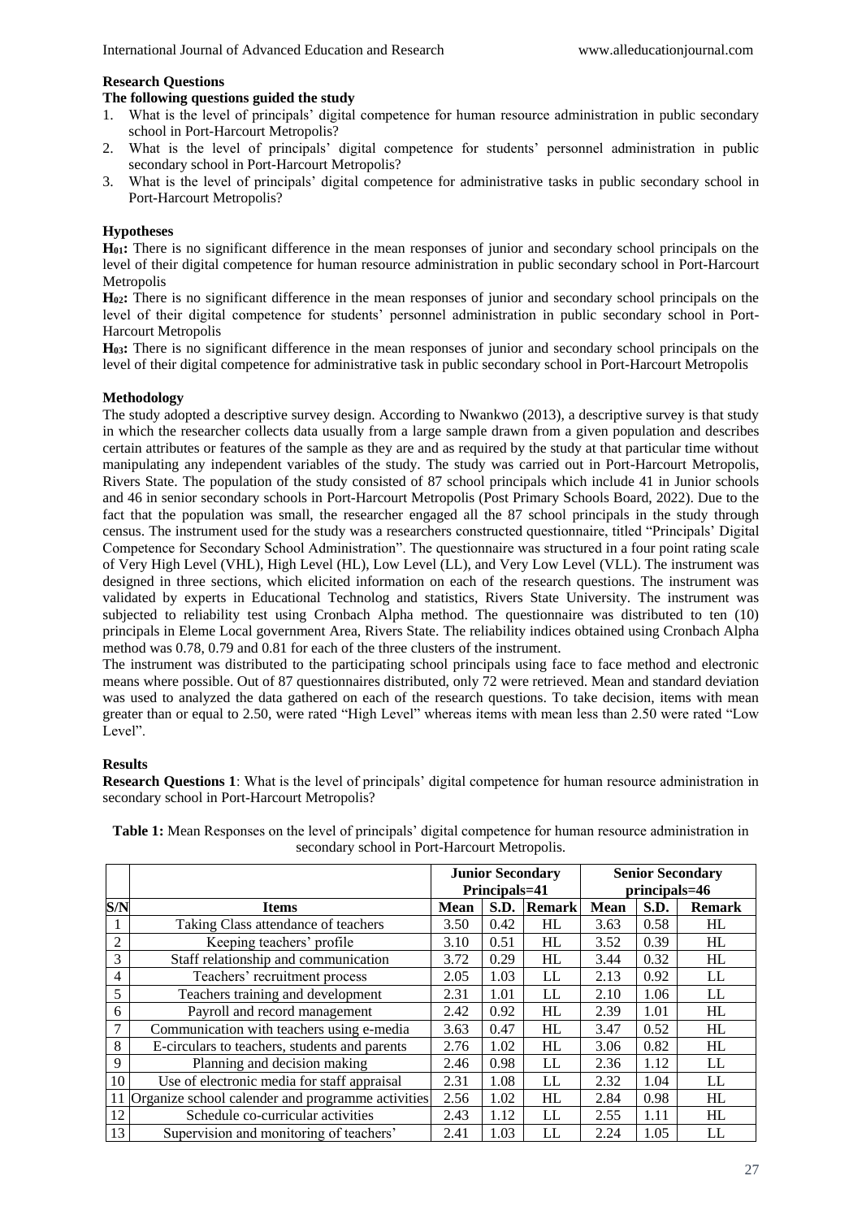### Research Questions

**The following questions guided the study**

1. What is the level of principals' digital competence for human resource administration in public secondary school in Port-Harcourt Metropolis?
2. What is the level of principals' digital competence for students' personnel administration in public secondary school in Port-Harcourt Metropolis?
3. What is the level of principals' digital competence for administrative tasks in public secondary school in Port-Harcourt Metropolis?

### Hypotheses

**$H_{01}$:** There is no significant difference in the mean responses of junior and secondary school principals on the level of their digital competence for human resource administration in public secondary school in Port-Harcourt Metropolis

**$H_{02}$:** There is no significant difference in the mean responses of junior and secondary school principals on the level of their digital competence for students' personnel administration in public secondary school in Port-Harcourt Metropolis

**$H_{03}$:** There is no significant difference in the mean responses of junior and secondary school principals on the level of their digital competence for administrative task in public secondary school in Port-Harcourt Metropolis

### Methodology

The study adopted a descriptive survey design. According to Nwankwo (2013), a descriptive survey is that study in which the researcher collects data usually from a large sample drawn from a given population and describes certain attributes or features of the sample as they are and as required by the study at that particular time without manipulating any independent variables of the study. The study was carried out in Port-Harcourt Metropolis, Rivers State. The population of the study consisted of 87 school principals which include 41 in Junior schools and 46 in senior secondary schools in Port-Harcourt Metropolis (Post Primary Schools Board, 2022). Due to the fact that the population was small, the researcher engaged all the 87 school principals in the study through census. The instrument used for the study was a researchers constructed questionnaire, titled "Principals' Digital Competence for Secondary School Administration". The questionnaire was structured in a four point rating scale of Very High Level (VHL), High Level (HL), Low Level (LL), and Very Low Level (VLL). The instrument was designed in three sections, which elicited information on each of the research questions. The instrument was validated by experts in Educational Technolog and statistics, Rivers State University. The instrument was subjected to reliability test using Cronbach Alpha method. The questionnaire was distributed to ten (10) principals in Eleme Local government Area, Rivers State. The reliability indices obtained using Cronbach Alpha method was 0.78, 0.79 and 0.81 for each of the three clusters of the instrument.

The instrument was distributed to the participating school principals using face to face method and electronic means where possible. Out of 87 questionnaires distributed, only 72 were retrieved. Mean and standard deviation was used to analyzed the data gathered on each of the research questions. To take decision, items with mean greater than or equal to 2.50, were rated "High Level" whereas items with mean less than 2.50 were rated "Low Level".

### Results

**Research Questions 1**: What is the level of principals' digital competence for human resource administration in secondary school in Port-Harcourt Metropolis?

**Table 1:** Mean Responses on the level of principals' digital competence for human resource administration in secondary school in Port-Harcourt Metropolis.

| | | Junior Secondary Principals=41 | | | Senior Secondary principals=46 | | |
|---|---|---|---|---|---|---|---|
| **S/N** | **Items** | **Mean** | **S.D.** | **Remark** | **Mean** | **S.D.** | **Remark** |
| 1 | Taking Class attendance of teachers | 3.50 | 0.42 | HL | 3.63 | 0.58 | HL |
| 2 | Keeping teachers' profile | 3.10 | 0.51 | HL | 3.52 | 0.39 | HL |
| 3 | Staff relationship and communication | 3.72 | 0.29 | HL | 3.44 | 0.32 | HL |
| 4 | Teachers' recruitment process | 2.05 | 1.03 | LL | 2.13 | 0.92 | LL |
| 5 | Teachers training and development | 2.31 | 1.01 | LL | 2.10 | 1.06 | LL |
| 6 | Payroll and record management | 2.42 | 0.92 | HL | 2.39 | 1.01 | HL |
| 7 | Communication with teachers using e-media | 3.63 | 0.47 | HL | 3.47 | 0.52 | HL |
| 8 | E-circulars to teachers, students and parents | 2.76 | 1.02 | HL | 3.06 | 0.82 | HL |
| 9 | Planning and decision making | 2.46 | 0.98 | LL | 2.36 | 1.12 | LL |
| 10 | Use of electronic media for staff appraisal | 2.31 | 1.08 | LL | 2.32 | 1.04 | LL |
| 11 | Organize school calender and programme activities | 2.56 | 1.02 | HL | 2.84 | 0.98 | HL |
| 12 | Schedule co-curricular activities | 2.43 | 1.12 | LL | 2.55 | 1.11 | HL |
| 13 | Supervision and monitoring of teachers' | 2.41 | 1.03 | LL | 2.24 | 1.05 | LL |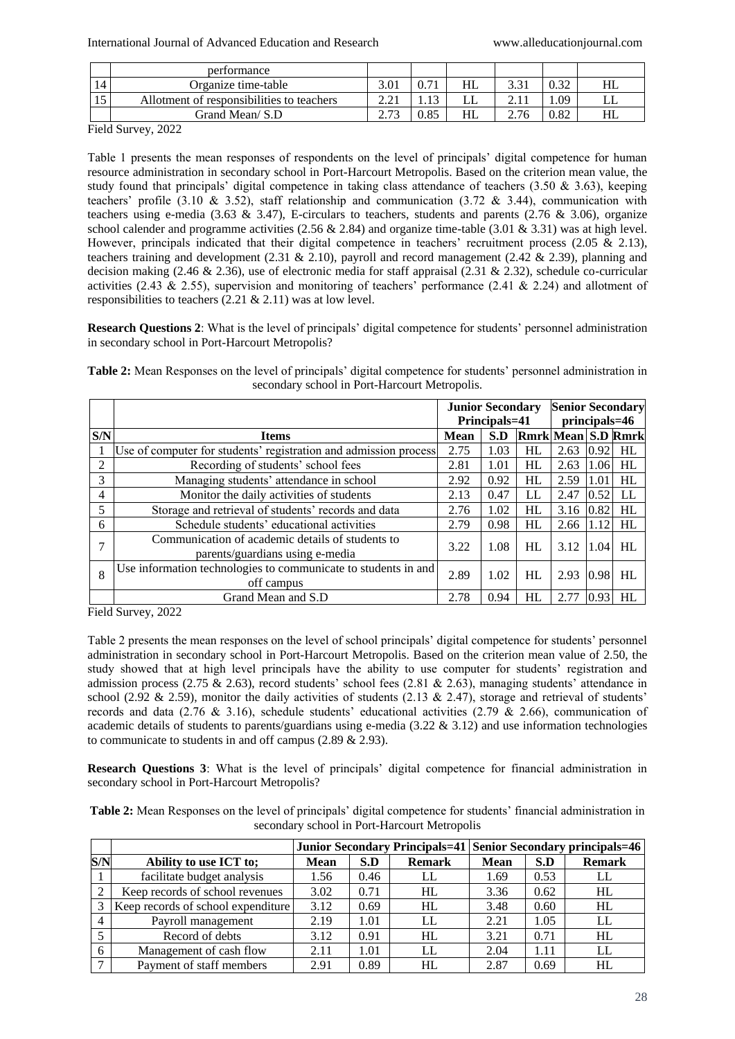| | performance | | | | | | |
|---|---|---|---|---|---|---|---|
| 14 | Organize time-table | 3.01 | 0.71 | HL | 3.31 | 0.32 | HL |
| 15 | Allotment of responsibilities to teachers | 2.21 | 1.13 | LL | 2.11 | 1.09 | LL |
| | Grand Mean/ S.D | 2.73 | 0.85 | HL | 2.76 | 0.82 | HL |

Field Survey, 2022

Table 1 presents the mean responses of respondents on the level of principals' digital competence for human resource administration in secondary school in Port-Harcourt Metropolis. Based on the criterion mean value, the study found that principals' digital competence in taking class attendance of teachers (3.50 & 3.63), keeping teachers' profile (3.10 & 3.52), staff relationship and communication (3.72 & 3.44), communication with teachers using e-media (3.63 & 3.47), E-circulars to teachers, students and parents (2.76 & 3.06), organize school calender and programme activities (2.56 & 2.84) and organize time-table (3.01 & 3.31) was at high level. However, principals indicated that their digital competence in teachers' recruitment process (2.05 & 2.13), teachers training and development (2.31 & 2.10), payroll and record management (2.42 & 2.39), planning and decision making (2.46 & 2.36), use of electronic media for staff appraisal (2.31 & 2.32), schedule co-curricular activities (2.43 & 2.55), supervision and monitoring of teachers' performance (2.41 & 2.24) and allotment of responsibilities to teachers (2.21 & 2.11) was at low level.

**Research Questions 2**: What is the level of principals' digital competence for students' personnel administration in secondary school in Port-Harcourt Metropolis?

**Table 2:** Mean Responses on the level of principals' digital competence for students' personnel administration in secondary school in Port-Harcourt Metropolis.

| | | Junior Secondary Principals=41 | | | Senior Secondary principals=46 | | |
|---|---|---|---|---|---|---|---|
| **S/N** | **Items** | **Mean** | **S.D** | **Rmrk** | **Mean** | **S.D** | **Rmrk** |
| 1 | Use of computer for students' registration and admission process | 2.75 | 1.03 | HL | 2.63 | 0.92 | HL |
| 2 | Recording of students' school fees | 2.81 | 1.01 | HL | 2.63 | 1.06 | HL |
| 3 | Managing students' attendance in school | 2.92 | 0.92 | HL | 2.59 | 1.01 | HL |
| 4 | Monitor the daily activities of students | 2.13 | 0.47 | LL | 2.47 | 0.52 | LL |
| 5 | Storage and retrieval of students' records and data | 2.76 | 1.02 | HL | 3.16 | 0.82 | HL |
| 6 | Schedule students' educational activities | 2.79 | 0.98 | HL | 2.66 | 1.12 | HL |
| 7 | Communication of academic details of students to parents/guardians using e-media | 3.22 | 1.08 | HL | 3.12 | 1.04 | HL |
| 8 | Use information technologies to communicate to students in and off campus | 2.89 | 1.02 | HL | 2.93 | 0.98 | HL |
| | Grand Mean and S.D | 2.78 | 0.94 | HL | 2.77 | 0.93 | HL |

Field Survey, 2022

Table 2 presents the mean responses on the level of school principals' digital competence for students' personnel administration in secondary school in Port-Harcourt Metropolis. Based on the criterion mean value of 2.50, the study showed that at high level principals have the ability to use computer for students' registration and admission process (2.75 & 2.63), record students' school fees (2.81 & 2.63), managing students' attendance in school (2.92 & 2.59), monitor the daily activities of students (2.13 & 2.47), storage and retrieval of students' records and data (2.76 & 3.16), schedule students' educational activities (2.79 & 2.66), communication of academic details of students to parents/guardians using e-media (3.22 & 3.12) and use information technologies to communicate to students in and off campus (2.89 & 2.93).

**Research Questions 3**: What is the level of principals' digital competence for financial administration in secondary school in Port-Harcourt Metropolis?

**Table 2:** Mean Responses on the level of principals' digital competence for students' financial administration in secondary school in Port-Harcourt Metropolis

| | | Junior Secondary Principals=41 | | | Senior Secondary principals=46 | | |
|---|---|---|---|---|---|---|---|
| **S/N** | **Ability to use ICT to;** | **Mean** | **S.D** | **Remark** | **Mean** | **S.D** | **Remark** |
| 1 | facilitate budget analysis | 1.56 | 0.46 | LL | 1.69 | 0.53 | LL |
| 2 | Keep records of school revenues | 3.02 | 0.71 | HL | 3.36 | 0.62 | HL |
| 3 | Keep records of school expenditure | 3.12 | 0.69 | HL | 3.48 | 0.60 | HL |
| 4 | Payroll management | 2.19 | 1.01 | LL | 2.21 | 1.05 | LL |
| 5 | Record of debts | 3.12 | 0.91 | HL | 3.21 | 0.71 | HL |
| 6 | Management of cash flow | 2.11 | 1.01 | LL | 2.04 | 1.11 | LL |
| 7 | Payment of staff members | 2.91 | 0.89 | HL | 2.87 | 0.69 | HL |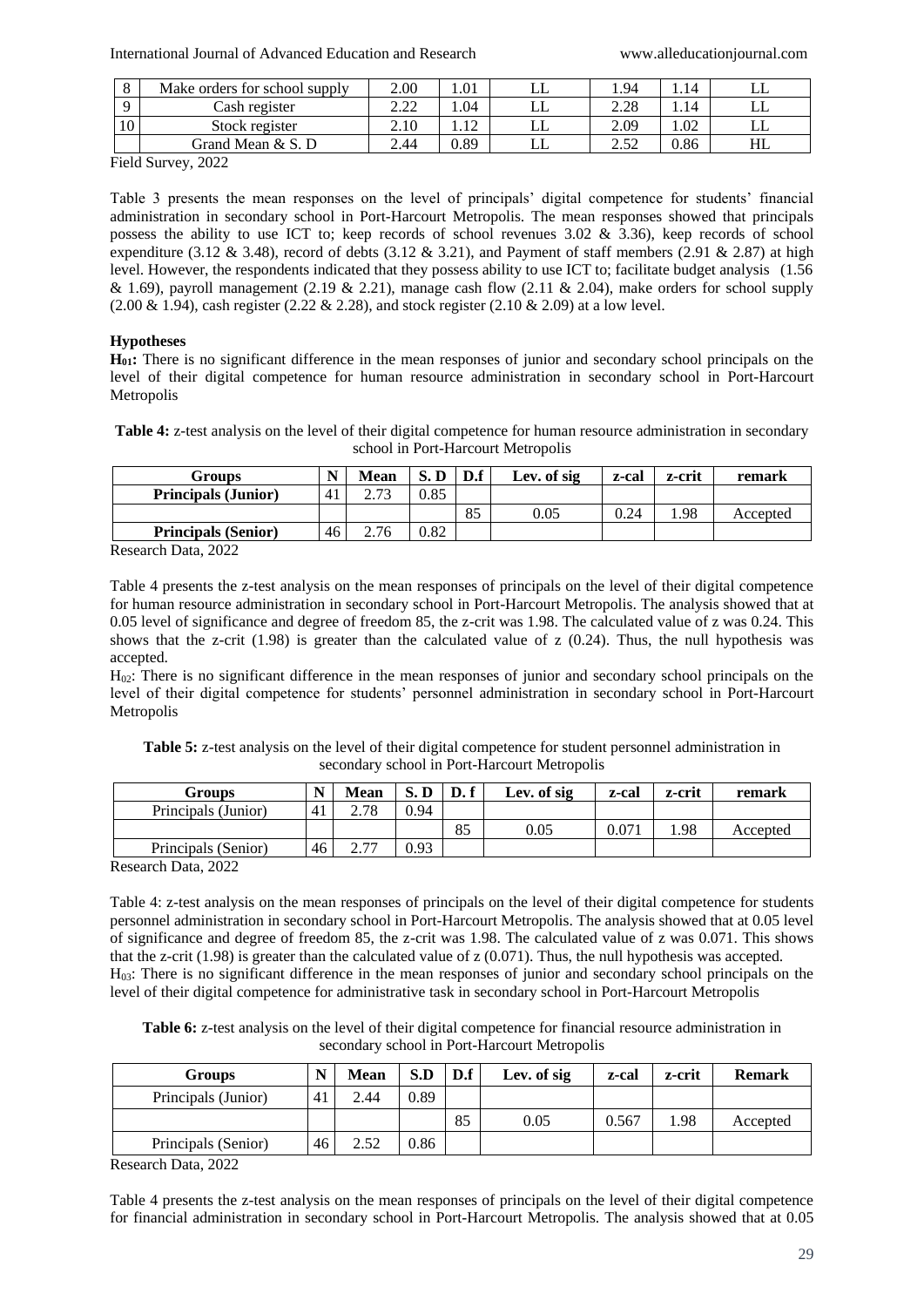| 8 | Make orders for school supply | 2.00 | 1.01 | LL | 1.94 | 1.14 | LL |
|---|---|---|---|---|---|---|---|
| 9 | Cash register | 2.22 | 1.04 | LL | 2.28 | 1.14 | LL |
| 10 | Stock register | 2.10 | 1.12 | LL | 2.09 | 1.02 | LL |
| | Grand Mean & S. D | 2.44 | 0.89 | LL | 2.52 | 0.86 | HL |

Field Survey, 2022

Table 3 presents the mean responses on the level of principals' digital competence for students' financial administration in secondary school in Port-Harcourt Metropolis. The mean responses showed that principals possess the ability to use ICT to; keep records of school revenues 3.02 & 3.36), keep records of school expenditure (3.12 & 3.48), record of debts (3.12 & 3.21), and Payment of staff members (2.91 & 2.87) at high level. However, the respondents indicated that they possess ability to use ICT to; facilitate budget analysis (1.56 & 1.69), payroll management (2.19 & 2.21), manage cash flow (2.11 & 2.04), make orders for school supply (2.00 & 1.94), cash register (2.22 & 2.28), and stock register (2.10 & 2.09) at a low level.

### Hypotheses

**$H_{01}$:** There is no significant difference in the mean responses of junior and secondary school principals on the level of their digital competence for human resource administration in secondary school in Port-Harcourt Metropolis

**Table 4:** z-test analysis on the level of their digital competence for human resource administration in secondary school in Port-Harcourt Metropolis

| Groups | N | Mean | S. D | D.f | Lev. of sig | z-cal | z-crit | remark |
|---|---|---|---|---|---|---|---|---|
| **Principals (Junior)** | 41 | 2.73 | 0.85 | | | | | |
| | | | | 85 | 0.05 | 0.24 | 1.98 | Accepted |
| **Principals (Senior)** | 46 | 2.76 | 0.82 | | | | | |

Research Data, 2022

Table 4 presents the z-test analysis on the mean responses of principals on the level of their digital competence for human resource administration in secondary school in Port-Harcourt Metropolis. The analysis showed that at 0.05 level of significance and degree of freedom 85, the z-crit was 1.98. The calculated value of z was 0.24. This shows that the z-crit (1.98) is greater than the calculated value of z (0.24). Thus, the null hypothesis was accepted.

$H_{02}$: There is no significant difference in the mean responses of junior and secondary school principals on the level of their digital competence for students' personnel administration in secondary school in Port-Harcourt Metropolis

**Table 5:** z-test analysis on the level of their digital competence for student personnel administration in secondary school in Port-Harcourt Metropolis

| Groups | N | Mean | S. D | D. f | Lev. of sig | z-cal | z-crit | remark |
|---|---|---|---|---|---|---|---|---|
| Principals (Junior) | 41 | 2.78 | 0.94 | | | | | |
| | | | | 85 | 0.05 | 0.071 | 1.98 | Accepted |
| Principals (Senior) | 46 | 2.77 | 0.93 | | | | | |

Research Data, 2022

Table 4: z-test analysis on the mean responses of principals on the level of their digital competence for students personnel administration in secondary school in Port-Harcourt Metropolis. The analysis showed that at 0.05 level of significance and degree of freedom 85, the z-crit was 1.98. The calculated value of z was 0.071. This shows that the z-crit (1.98) is greater than the calculated value of z (0.071). Thus, the null hypothesis was accepted.

$H_{03}$: There is no significant difference in the mean responses of junior and secondary school principals on the level of their digital competence for administrative task in secondary school in Port-Harcourt Metropolis

**Table 6:** z-test analysis on the level of their digital competence for financial resource administration in secondary school in Port-Harcourt Metropolis

| Groups | N | Mean | S.D | D.f | Lev. of sig | z-cal | z-crit | Remark |
|---|---|---|---|---|---|---|---|---|
| Principals (Junior) | 41 | 2.44 | 0.89 | | | | | |
| | | | | 85 | 0.05 | 0.567 | 1.98 | Accepted |
| Principals (Senior) | 46 | 2.52 | 0.86 | | | | | |

Research Data, 2022

Table 4 presents the z-test analysis on the mean responses of principals on the level of their digital competence for financial administration in secondary school in Port-Harcourt Metropolis. The analysis showed that at 0.05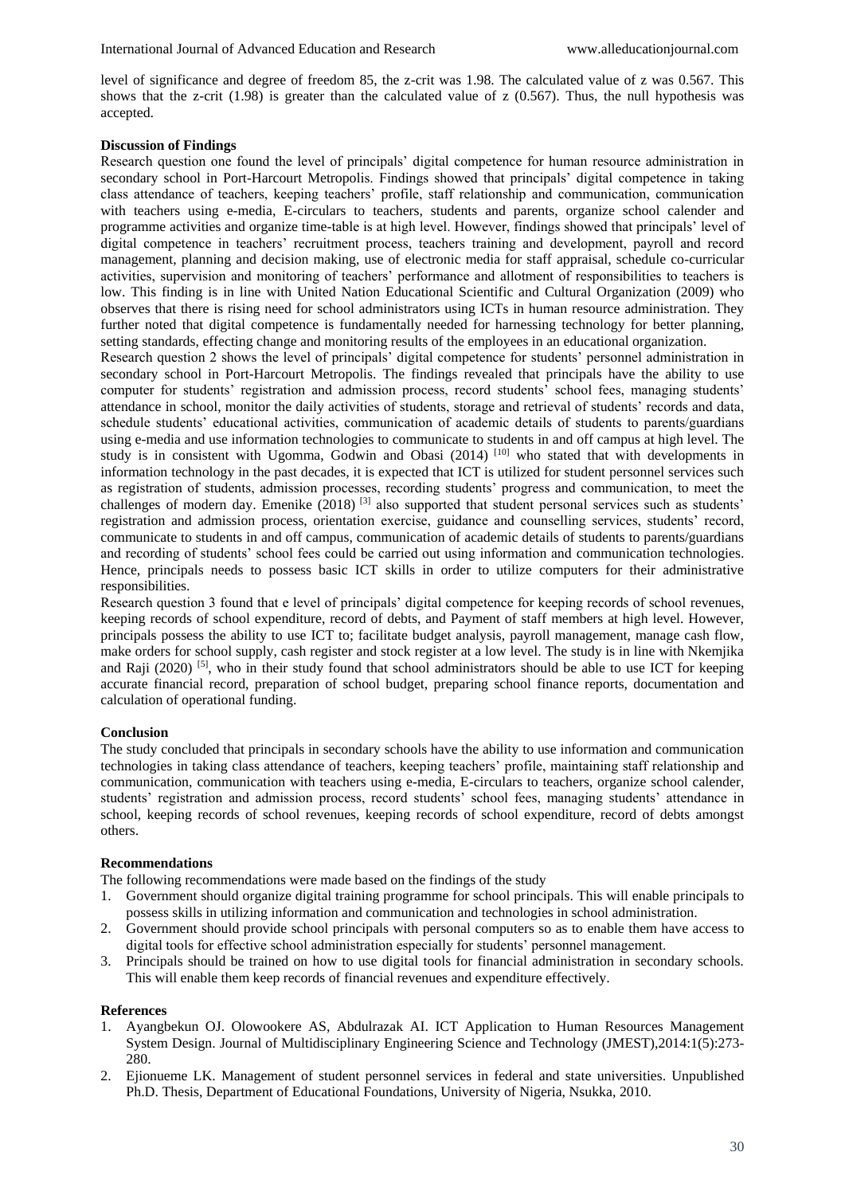level of significance and degree of freedom 85, the z-crit was 1.98. The calculated value of z was 0.567. This shows that the z-crit (1.98) is greater than the calculated value of z (0.567). Thus, the null hypothesis was accepted.

**Discussion of Findings**

Research question one found the level of principals' digital competence for human resource administration in secondary school in Port-Harcourt Metropolis. Findings showed that principals' digital competence in taking class attendance of teachers, keeping teachers' profile, staff relationship and communication, communication with teachers using e-media, E-circulars to teachers, students and parents, organize school calender and programme activities and organize time-table is at high level. However, findings showed that principals' level of digital competence in teachers' recruitment process, teachers training and development, payroll and record management, planning and decision making, use of electronic media for staff appraisal, schedule co-curricular activities, supervision and monitoring of teachers' performance and allotment of responsibilities to teachers is low. This finding is in line with United Nation Educational Scientific and Cultural Organization (2009) who observes that there is rising need for school administrators using ICTs in human resource administration. They further noted that digital competence is fundamentally needed for harnessing technology for better planning, setting standards, effecting change and monitoring results of the employees in an educational organization.

Research question 2 shows the level of principals' digital competence for students' personnel administration in secondary school in Port-Harcourt Metropolis. The findings revealed that principals have the ability to use computer for students' registration and admission process, record students' school fees, managing students' attendance in school, monitor the daily activities of students, storage and retrieval of students' records and data, schedule students' educational activities, communication of academic details of students to parents/guardians using e-media and use information technologies to communicate to students in and off campus at high level. The study is in consistent with Ugomma, Godwin and Obasi (2014) [10] who stated that with developments in information technology in the past decades, it is expected that ICT is utilized for student personnel services such as registration of students, admission processes, recording students' progress and communication, to meet the challenges of modern day. Emenike (2018) [3] also supported that student personal services such as students' registration and admission process, orientation exercise, guidance and counselling services, students' record, communicate to students in and off campus, communication of academic details of students to parents/guardians and recording of students' school fees could be carried out using information and communication technologies. Hence, principals needs to possess basic ICT skills in order to utilize computers for their administrative responsibilities.

Research question 3 found that e level of principals' digital competence for keeping records of school revenues, keeping records of school expenditure, record of debts, and Payment of staff members at high level. However, principals possess the ability to use ICT to; facilitate budget analysis, payroll management, manage cash flow, make orders for school supply, cash register and stock register at a low level. The study is in line with Nkemjika and Raji (2020) [5], who in their study found that school administrators should be able to use ICT for keeping accurate financial record, preparation of school budget, preparing school finance reports, documentation and calculation of operational funding.

**Conclusion**

The study concluded that principals in secondary schools have the ability to use information and communication technologies in taking class attendance of teachers, keeping teachers' profile, maintaining staff relationship and communication, communication with teachers using e-media, E-circulars to teachers, organize school calender, students' registration and admission process, record students' school fees, managing students' attendance in school, keeping records of school revenues, keeping records of school expenditure, record of debts amongst others.

**Recommendations**

The following recommendations were made based on the findings of the study

1. Government should organize digital training programme for school principals. This will enable principals to possess skills in utilizing information and communication and technologies in school administration.
2. Government should provide school principals with personal computers so as to enable them have access to digital tools for effective school administration especially for students' personnel management.
3. Principals should be trained on how to use digital tools for financial administration in secondary schools. This will enable them keep records of financial revenues and expenditure effectively.

**References**

1. Ayangbekun OJ. Olowookere AS, Abdulrazak AI. ICT Application to Human Resources Management System Design. Journal of Multidisciplinary Engineering Science and Technology (JMEST),2014:1(5):273-280.
2. Ejionueme LK. Management of student personnel services in federal and state universities. Unpublished Ph.D. Thesis, Department of Educational Foundations, University of Nigeria, Nsukka, 2010.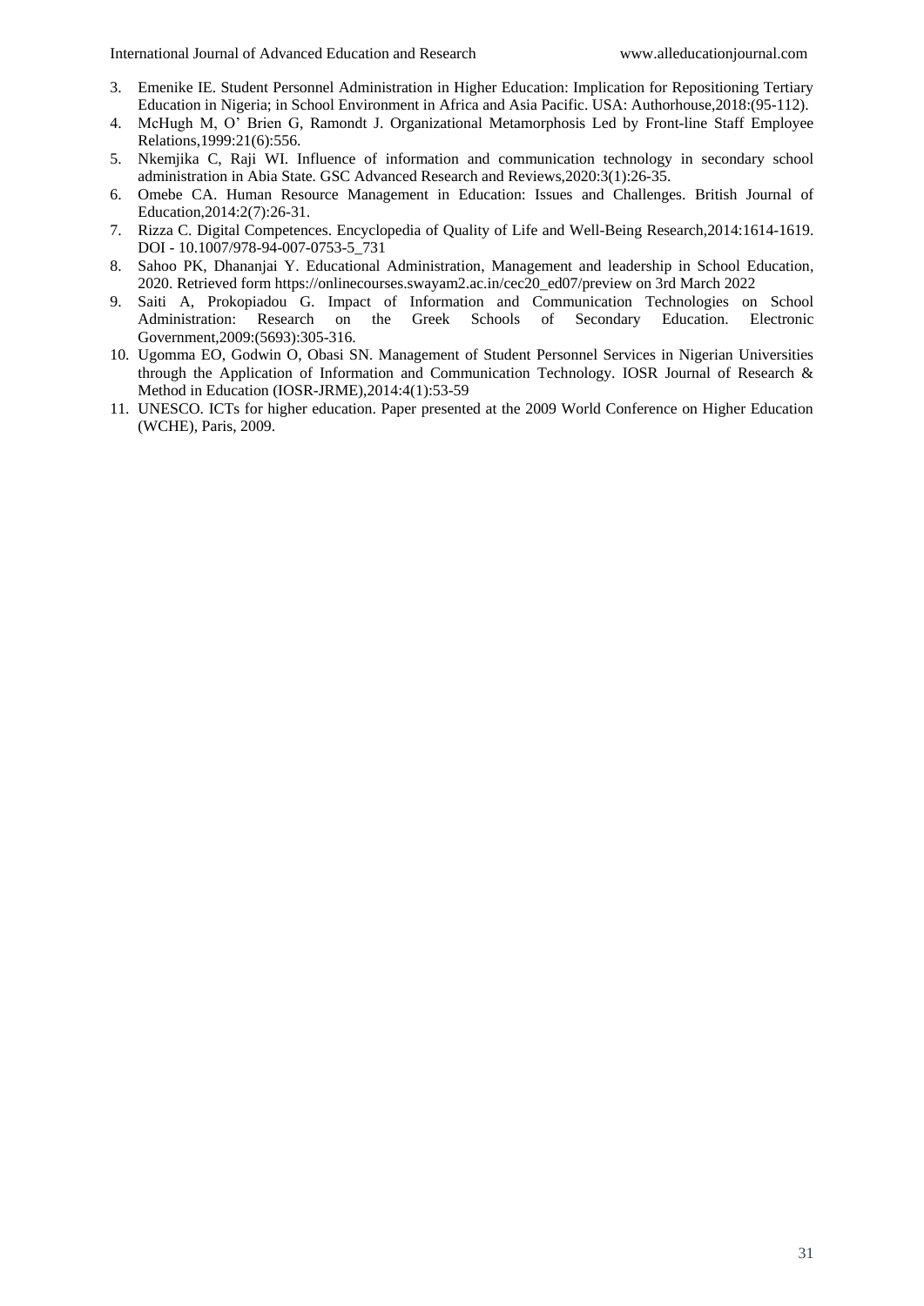3. Emenike IE. Student Personnel Administration in Higher Education: Implication for Repositioning Tertiary Education in Nigeria; in School Environment in Africa and Asia Pacific. USA: Authorhouse,2018:(95-112).
4. McHugh M, O' Brien G, Ramondt J. Organizational Metamorphosis Led by Front-line Staff Employee Relations,1999:21(6):556.
5. Nkemjika C, Raji WI. Influence of information and communication technology in secondary school administration in Abia State. GSC Advanced Research and Reviews,2020:3(1):26-35.
6. Omebe CA. Human Resource Management in Education: Issues and Challenges. British Journal of Education,2014:2(7):26-31.
7. Rizza C. Digital Competences. Encyclopedia of Quality of Life and Well-Being Research,2014:1614-1619. DOI - 10.1007/978-94-007-0753-5_731
8. Sahoo PK, Dhananjai Y. Educational Administration, Management and leadership in School Education, 2020. Retrieved form https://onlinecourses.swayam2.ac.in/cec20_ed07/preview on 3rd March 2022
9. Saiti A, Prokopiadou G. Impact of Information and Communication Technologies on School Administration: Research on the Greek Schools of Secondary Education. Electronic Government,2009:(5693):305-316.
10. Ugomma EO, Godwin O, Obasi SN. Management of Student Personnel Services in Nigerian Universities through the Application of Information and Communication Technology. IOSR Journal of Research & Method in Education (IOSR-JRME),2014:4(1):53-59
11. UNESCO. ICTs for higher education. Paper presented at the 2009 World Conference on Higher Education (WCHE), Paris, 2009.